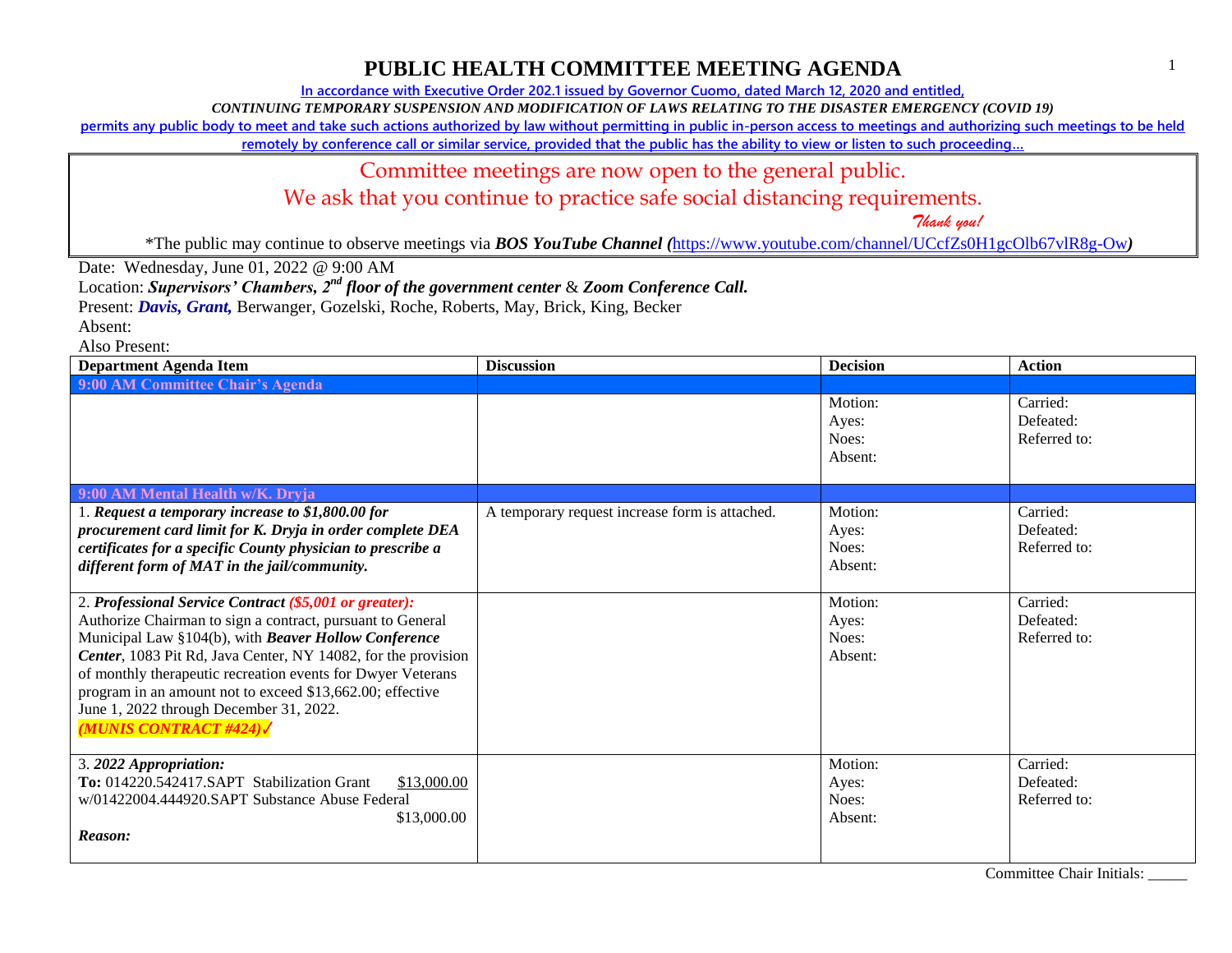# PUBLIC HEALTH COMMITTEE MEETING AGENDA

In accordance with Executive Order 202.1 issued by Governor Cuomo, dated March 12, 2020 and entitled,

*CONTINUING TEMPORARY SUSPENSION AND MODIFICATION OF LAWS RELATING TO THE DISASTER EMERGENCY (COVID 19)*

permits any public body to meet and take such actions authorized by law without permitting in public in-person access to meetings and authorizing such meetings to be held remotely by conference call or similar service, provided that the public has the ability to view or listen to such proceeding…

Committee meetings are now open to the general public.
We ask that you continue to practice safe social distancing requirements.
*Thank you!*

*The public may continue to observe meetings via ***BOS YouTube Channel (***https://www.youtube.com/channel/UCcfZs0H1gcOlb67vlR8g-Ow***)***

Date: Wednesday, June 01, 2022 @ 9:00 AM

Location: ***Supervisors' Chambers, 2nd floor of the government center*** & ***Zoom Conference Call.***

Present: ***Davis, Grant,*** Berwanger, Gozelski, Roche, Roberts, May, Brick, King, Becker

Absent:

Also Present:

| Department Agenda Item | Discussion | Decision | Action |
|---|---|---|---|
| **9:00 AM Committee Chair's Agenda** | | | |
| | | Motion:<br>Ayes:<br>Noes:<br>Absent: | Carried:<br>Defeated:<br>Referred to: |
| **9:00 AM Mental Health w/K. Dryja** | | | |
| 1. ***Request a temporary increase to $1,800.00 for procurement card limit for K. Dryja in order complete DEA certificates for a specific County physician to prescribe a different form of MAT in the jail/community.*** | A temporary request increase form is attached. | Motion:<br>Ayes:<br>Noes:<br>Absent: | Carried:<br>Defeated:<br>Referred to: |
| 2. ***Professional Service Contract ($5,001 or greater):*** Authorize Chairman to sign a contract, pursuant to General Municipal Law §104(b), with ***Beaver Hollow Conference Center***, 1083 Pit Rd, Java Center, NY 14082, for the provision of monthly therapeutic recreation events for Dwyer Veterans program in an amount not to exceed $13,662.00; effective June 1, 2022 through December 31, 2022. ***(MUNIS CONTRACT #424)✓*** | | Motion:<br>Ayes:<br>Noes:<br>Absent: | Carried:<br>Defeated:<br>Referred to: |
| 3. ***2022 Appropriation:***<br>**To:** 014220.542417.SAPT Stabilization Grant $13,000.00<br>w/01422004.444920.SAPT Substance Abuse Federal $13,000.00<br>***Reason:*** | | Motion:<br>Ayes:<br>Noes:<br>Absent: | Carried:<br>Defeated:<br>Referred to: |

Committee Chair Initials: _____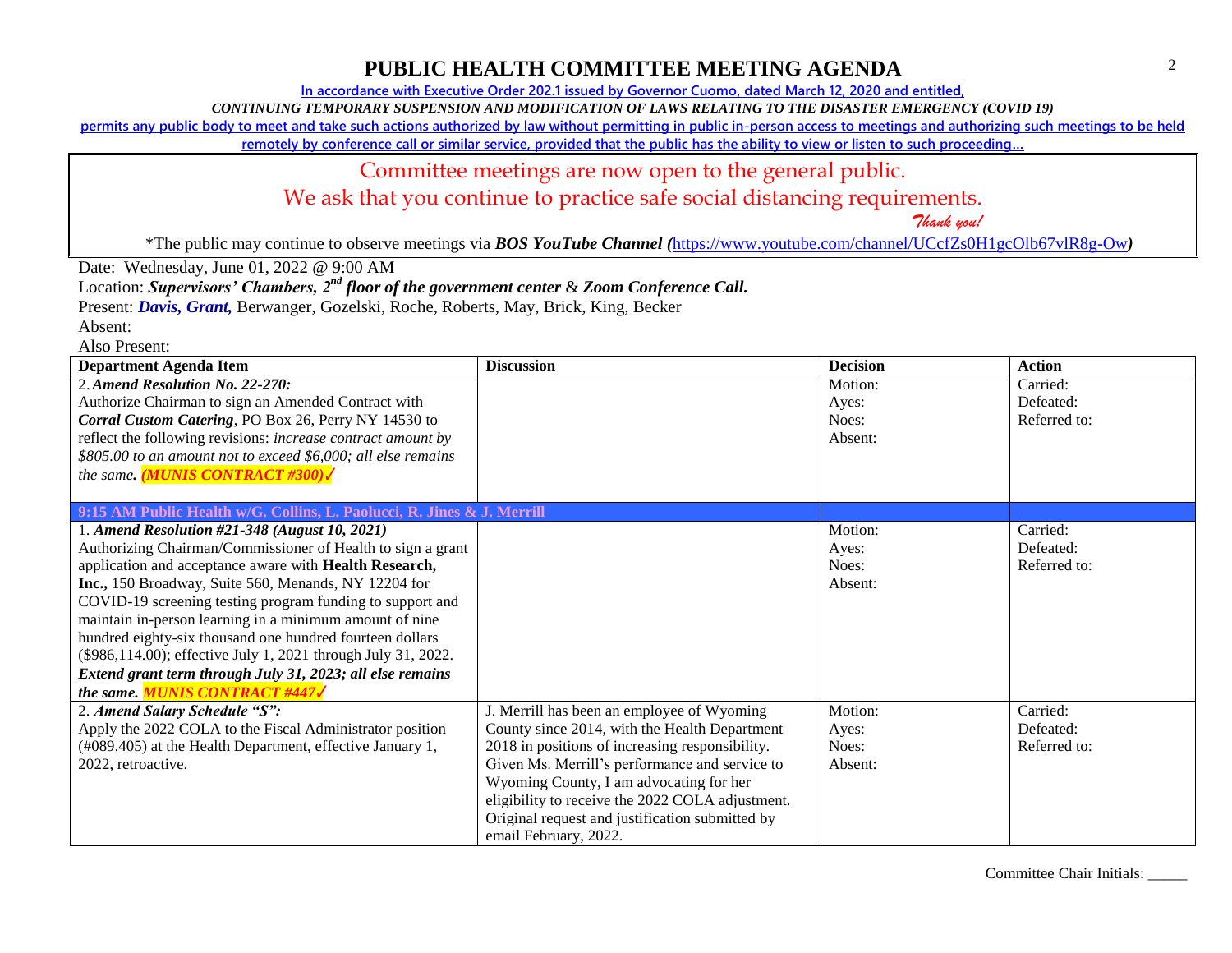# PUBLIC HEALTH COMMITTEE MEETING AGENDA

In accordance with Executive Order 202.1 issued by Governor Cuomo, dated March 12, 2020 and entitled,

*CONTINUING TEMPORARY SUSPENSION AND MODIFICATION OF LAWS RELATING TO THE DISASTER EMERGENCY (COVID 19)*

permits any public body to meet and take such actions authorized by law without permitting in public in-person access to meetings and authorizing such meetings to be held remotely by conference call or similar service, provided that the public has the ability to view or listen to such proceeding…

Committee meetings are now open to the general public.

We ask that you continue to practice safe social distancing requirements.

*Thank you!*

*The public may continue to observe meetings via ***BOS YouTube Channel*** *(*https://www.youtube.com/channel/UCcfZs0H1gcOlb67vlR8g-Ow*)*

Date: Wednesday, June 01, 2022 @ 9:00 AM

Location: ***Supervisors' Chambers, 2nd floor of the government center*** & ***Zoom Conference Call.***

Present: ***Davis, Grant,*** Berwanger, Gozelski, Roche, Roberts, May, Brick, King, Becker

Absent:

Also Present:

| Department Agenda Item | Discussion | Decision | Action |
|---|---|---|---|
| 2. ***Amend Resolution No. 22-270:*** Authorize Chairman to sign an Amended Contract with ***Corral Custom Catering***, PO Box 26, Perry NY 14530 to reflect the following revisions: *increase contract amount by $805.00 to an amount not to exceed $6,000; all else remains the same.* ***(MUNIS CONTRACT #300)***✓ | | Motion: Ayes: Noes: Absent: | Carried: Defeated: Referred to: |
| **9:15 AM Public Health w/G. Collins, L. Paolucci, R. Jines & J. Merrill** | | | |
| 1. ***Amend Resolution #21-348 (August 10, 2021)*** Authorizing Chairman/Commissioner of Health to sign a grant application and acceptance aware with **Health Research, Inc.,** 150 Broadway, Suite 560, Menands, NY 12204 for COVID-19 screening testing program funding to support and maintain in-person learning in a minimum amount of nine hundred eighty-six thousand one hundred fourteen dollars ($986,114.00); effective July 1, 2021 through July 31, 2022. ***Extend grant term through July 31, 2023; all else remains the same. MUNIS CONTRACT #447***✓ | | Motion: Ayes: Noes: Absent: | Carried: Defeated: Referred to: |
| 2. ***Amend Salary Schedule "S":*** Apply the 2022 COLA to the Fiscal Administrator position (#089.405) at the Health Department, effective January 1, 2022, retroactive. | J. Merrill has been an employee of Wyoming County since 2014, with the Health Department 2018 in positions of increasing responsibility. Given Ms. Merrill's performance and service to Wyoming County, I am advocating for her eligibility to receive the 2022 COLA adjustment. Original request and justification submitted by email February, 2022. | Motion: Ayes: Noes: Absent: | Carried: Defeated: Referred to: |

Committee Chair Initials: _____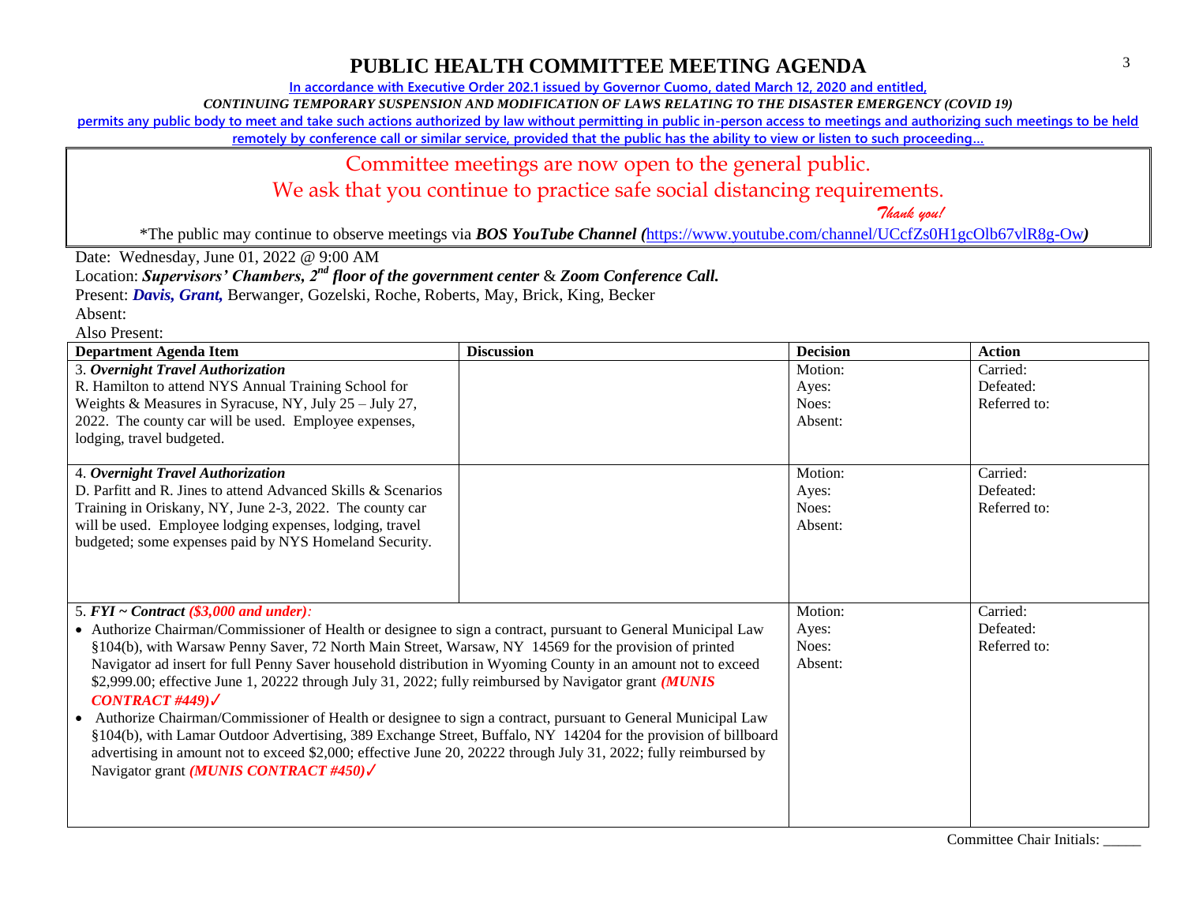# PUBLIC HEALTH COMMITTEE MEETING AGENDA

**In accordance with Executive Order 202.1 issued by Governor Cuomo, dated March 12, 2020 and entitled,**

***CONTINUING TEMPORARY SUSPENSION AND MODIFICATION OF LAWS RELATING TO THE DISASTER EMERGENCY (COVID 19)***

**permits any public body to meet and take such actions authorized by law without permitting in public in-person access to meetings and authorizing such meetings to be held remotely by conference call or similar service, provided that the public has the ability to view or listen to such proceeding…**

Committee meetings are now open to the general public.
We ask that you continue to practice safe social distancing requirements.
*Thank you!*

*The public may continue to observe meetings via ***BOS YouTube Channel (***https://www.youtube.com/channel/UCcfZs0H1gcOlb67vlR8g-Ow***)***

Date: Wednesday, June 01, 2022 @ 9:00 AM
Location: ***Supervisors' Chambers, 2nd floor of the government center*** & ***Zoom Conference Call.***
Present: ***Davis, Grant,*** Berwanger, Gozelski, Roche, Roberts, May, Brick, King, Becker
Absent:
Also Present:

| Department Agenda Item | Discussion | Decision | Action |
|---|---|---|---|
| 3. ***Overnight Travel Authorization***<br>R. Hamilton to attend NYS Annual Training School for Weights & Measures in Syracuse, NY, July 25 – July 27, 2022. The county car will be used. Employee expenses, lodging, travel budgeted. | | Motion:<br>Ayes:<br>Noes:<br>Absent: | Carried:<br>Defeated:<br>Referred to: |
| 4. ***Overnight Travel Authorization***<br>D. Parfitt and R. Jines to attend Advanced Skills & Scenarios Training in Oriskany, NY, June 2-3, 2022. The county car will be used. Employee lodging expenses, lodging, travel budgeted; some expenses paid by NYS Homeland Security. | | Motion:<br>Ayes:<br>Noes:<br>Absent: | Carried:<br>Defeated:<br>Referred to: |
| 5. ***FYI ~ Contract (\$3,000 and under):***<br>• Authorize Chairman/Commissioner of Health or designee to sign a contract, pursuant to General Municipal Law §104(b), with Warsaw Penny Saver, 72 North Main Street, Warsaw, NY 14569 for the provision of printed Navigator ad insert for full Penny Saver household distribution in Wyoming County in an amount not to exceed \$2,999.00; effective June 1, 20222 through July 31, 2022; fully reimbursed by Navigator grant ***(MUNIS CONTRACT #449)***✓<br>• Authorize Chairman/Commissioner of Health or designee to sign a contract, pursuant to General Municipal Law §104(b), with Lamar Outdoor Advertising, 389 Exchange Street, Buffalo, NY 14204 for the provision of billboard advertising in amount not to exceed \$2,000; effective June 20, 20222 through July 31, 2022; fully reimbursed by Navigator grant ***(MUNIS CONTRACT #450)***✓ | | Motion:<br>Ayes:<br>Noes:<br>Absent: | Carried:<br>Defeated:<br>Referred to: |

Committee Chair Initials: _____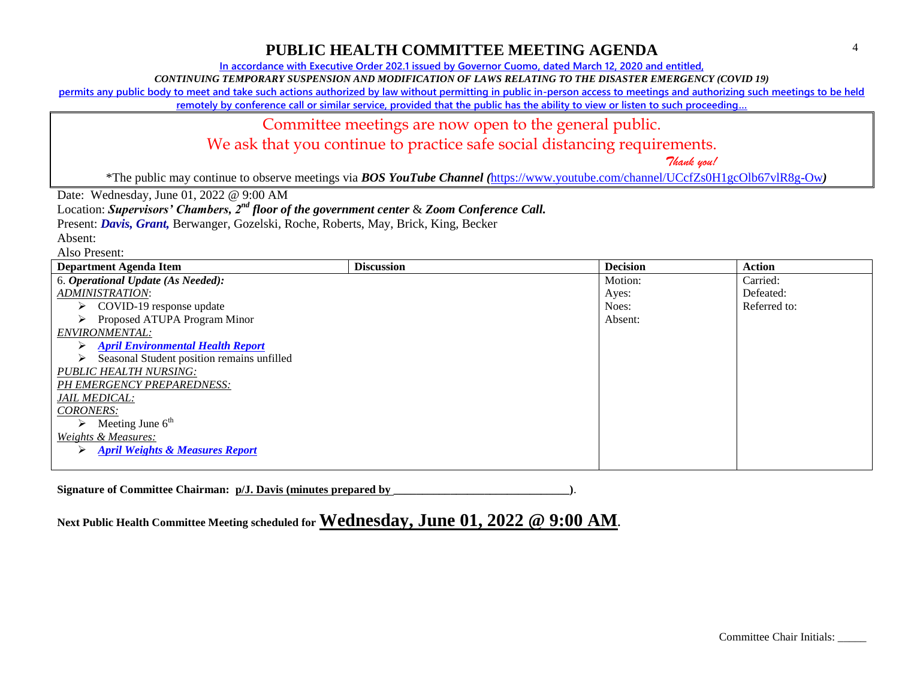# PUBLIC HEALTH COMMITTEE MEETING AGENDA

In accordance with Executive Order 202.1 issued by Governor Cuomo, dated March 12, 2020 and entitled,

*CONTINUING TEMPORARY SUSPENSION AND MODIFICATION OF LAWS RELATING TO THE DISASTER EMERGENCY (COVID 19)*

permits any public body to meet and take such actions authorized by law without permitting in public in-person access to meetings and authorizing such meetings to be held remotely by conference call or similar service, provided that the public has the ability to view or listen to such proceeding…

Committee meetings are now open to the general public.
We ask that you continue to practice safe social distancing requirements.
*Thank you!*

*The public may continue to observe meetings via ***BOS YouTube Channel (***https://www.youtube.com/channel/UCcfZs0H1gcOlb67vlR8g-Ow***)***

Date: Wednesday, June 01, 2022 @ 9:00 AM
Location: ***Supervisors' Chambers, 2nd floor of the government center*** & ***Zoom Conference Call.***
Present: ***Davis, Grant,*** Berwanger, Gozelski, Roche, Roberts, May, Brick, King, Becker
Absent:
Also Present:

| Department Agenda Item | Discussion | Decision | Action |
|---|---|---|---|
| 6. ***Operational Update (As Needed):***<br>*ADMINISTRATION*:<br>➢ COVID-19 response update<br>➢ Proposed ATUPA Program Minor<br>*ENVIRONMENTAL:*<br>➢ ***April Environmental Health Report***<br>➢ Seasonal Student position remains unfilled<br>*PUBLIC HEALTH NURSING:*<br>*PH EMERGENCY PREPAREDNESS:*<br>*JAIL MEDICAL:*<br>*CORONERS:*<br>➢ Meeting June 6th<br>*Weights & Measures:*<br>➢ ***April Weights & Measures Report*** | | Motion:<br>Ayes:<br>Noes:<br>Absent: | Carried:<br>Defeated:<br>Referred to: |

**Signature of Committee Chairman: p/J. Davis (minutes prepared by ______________________________).**

**Next Public Health Committee Meeting scheduled for Wednesday, June 01, 2022 @ 9:00 AM.**

Committee Chair Initials: _____